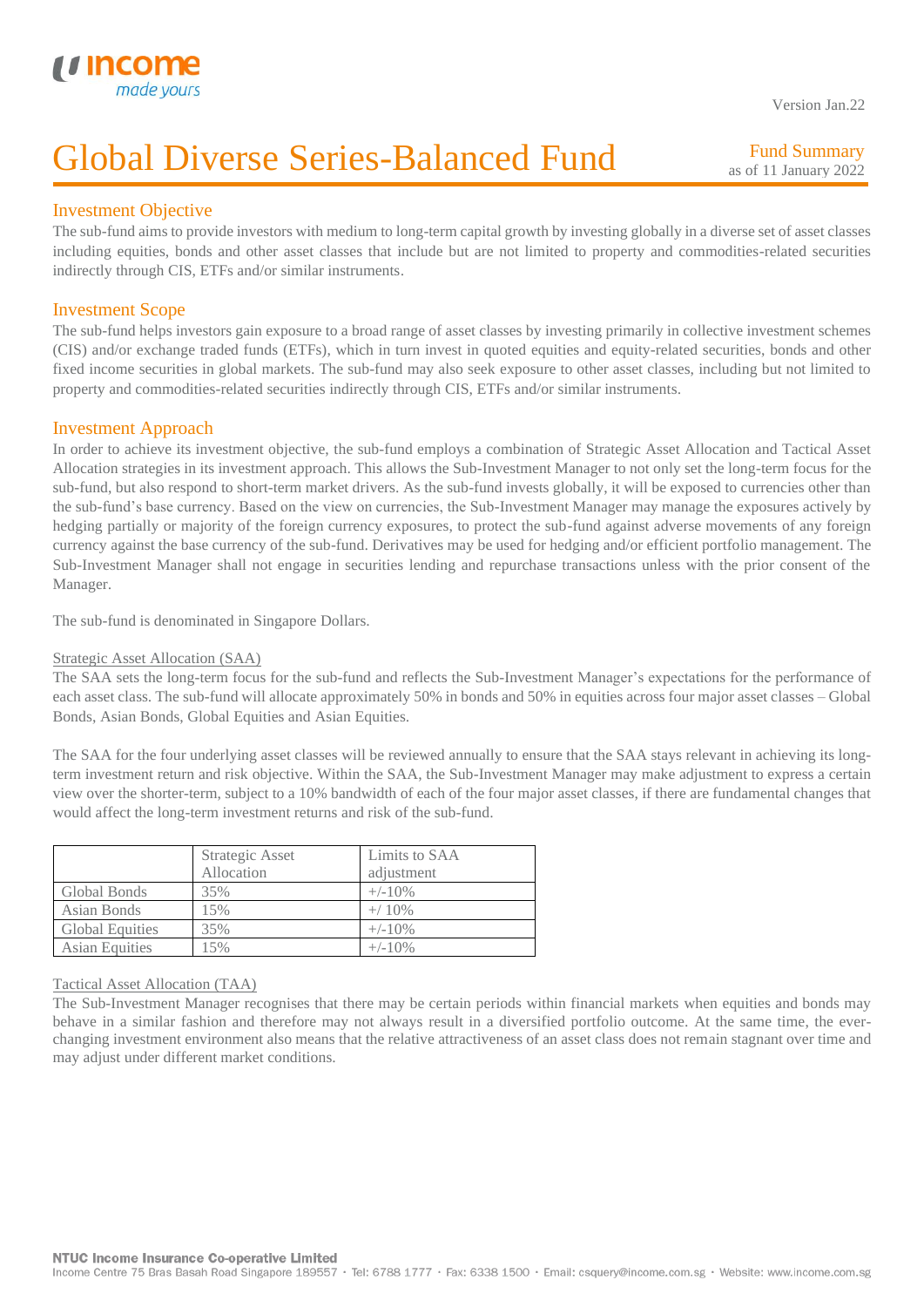Version Jan.22

# Global Diverse Series-Balanced Fund

Fund Summary
as of 11 January 2022

## Investment Objective

The sub-fund aims to provide investors with medium to long-term capital growth by investing globally in a diverse set of asset classes including equities, bonds and other asset classes that include but are not limited to property and commodities-related securities indirectly through CIS, ETFs and/or similar instruments.

## Investment Scope

The sub-fund helps investors gain exposure to a broad range of asset classes by investing primarily in collective investment schemes (CIS) and/or exchange traded funds (ETFs), which in turn invest in quoted equities and equity-related securities, bonds and other fixed income securities in global markets. The sub-fund may also seek exposure to other asset classes, including but not limited to property and commodities-related securities indirectly through CIS, ETFs and/or similar instruments.

## Investment Approach

In order to achieve its investment objective, the sub-fund employs a combination of Strategic Asset Allocation and Tactical Asset Allocation strategies in its investment approach. This allows the Sub-Investment Manager to not only set the long-term focus for the sub-fund, but also respond to short-term market drivers. As the sub-fund invests globally, it will be exposed to currencies other than the sub-fund's base currency. Based on the view on currencies, the Sub-Investment Manager may manage the exposures actively by hedging partially or majority of the foreign currency exposures, to protect the sub-fund against adverse movements of any foreign currency against the base currency of the sub-fund. Derivatives may be used for hedging and/or efficient portfolio management. The Sub-Investment Manager shall not engage in securities lending and repurchase transactions unless with the prior consent of the Manager.

The sub-fund is denominated in Singapore Dollars.

### Strategic Asset Allocation (SAA)

The SAA sets the long-term focus for the sub-fund and reflects the Sub-Investment Manager's expectations for the performance of each asset class. The sub-fund will allocate approximately 50% in bonds and 50% in equities across four major asset classes – Global Bonds, Asian Bonds, Global Equities and Asian Equities.

The SAA for the four underlying asset classes will be reviewed annually to ensure that the SAA stays relevant in achieving its long-term investment return and risk objective. Within the SAA, the Sub-Investment Manager may make adjustment to express a certain view over the shorter-term, subject to a 10% bandwidth of each of the four major asset classes, if there are fundamental changes that would affect the long-term investment returns and risk of the sub-fund.

| | Strategic Asset Allocation | Limits to SAA adjustment |
|---|---|---|
| Global Bonds | 35% | +/-10% |
| Asian Bonds | 15% | +/ 10% |
| Global Equities | 35% | +/-10% |
| Asian Equities | 15% | +/-10% |

### Tactical Asset Allocation (TAA)

The Sub-Investment Manager recognises that there may be certain periods within financial markets when equities and bonds may behave in a similar fashion and therefore may not always result in a diversified portfolio outcome. At the same time, the ever-changing investment environment also means that the relative attractiveness of an asset class does not remain stagnant over time and may adjust under different market conditions.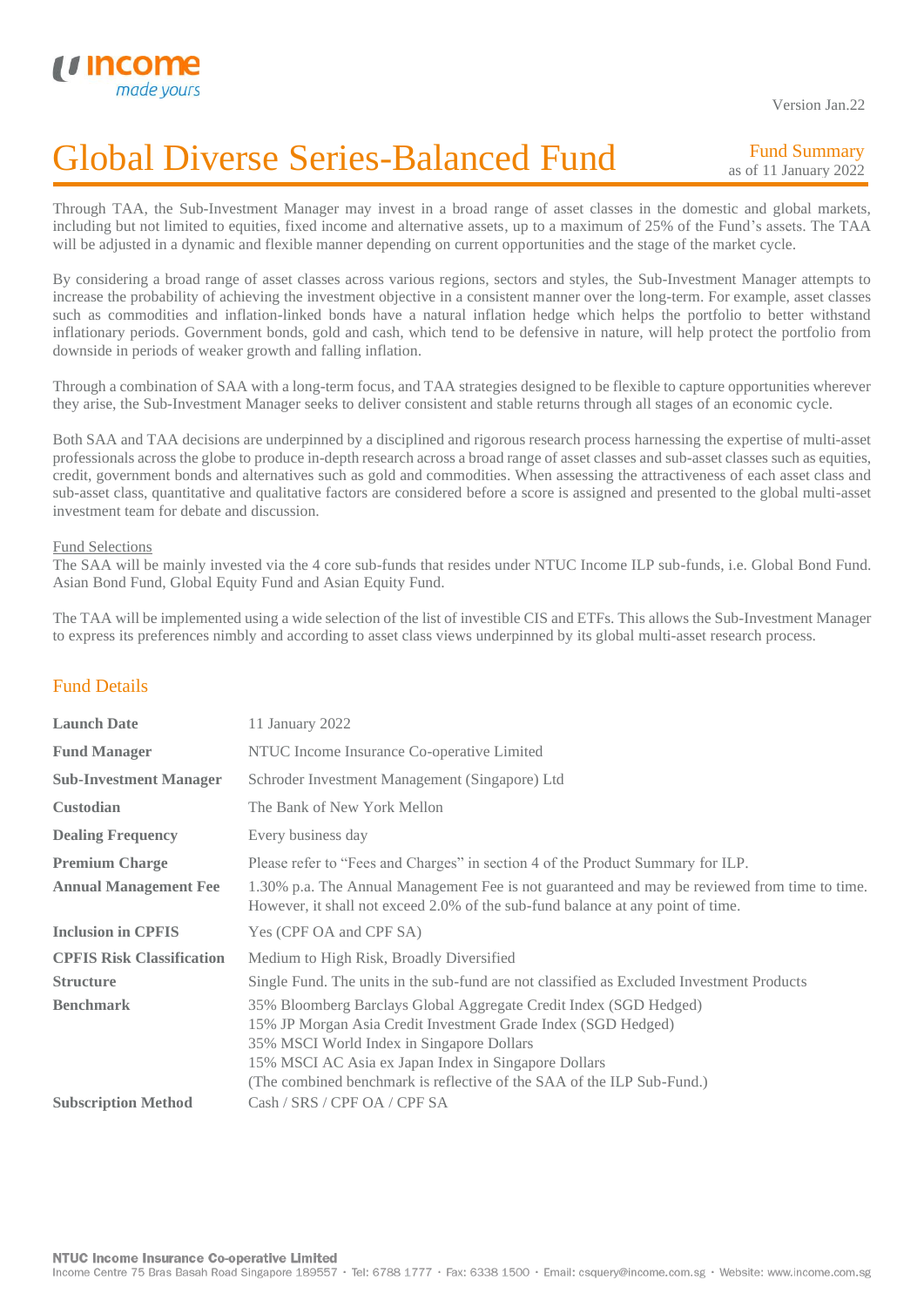Through TAA, the Sub-Investment Manager may invest in a broad range of asset classes in the domestic and global markets, including but not limited to equities, fixed income and alternative assets, up to a maximum of 25% of the Fund's assets. The TAA will be adjusted in a dynamic and flexible manner depending on current opportunities and the stage of the market cycle.

By considering a broad range of asset classes across various regions, sectors and styles, the Sub-Investment Manager attempts to increase the probability of achieving the investment objective in a consistent manner over the long-term. For example, asset classes such as commodities and inflation-linked bonds have a natural inflation hedge which helps the portfolio to better withstand inflationary periods. Government bonds, gold and cash, which tend to be defensive in nature, will help protect the portfolio from downside in periods of weaker growth and falling inflation.

Through a combination of SAA with a long-term focus, and TAA strategies designed to be flexible to capture opportunities wherever they arise, the Sub-Investment Manager seeks to deliver consistent and stable returns through all stages of an economic cycle.

Both SAA and TAA decisions are underpinned by a disciplined and rigorous research process harnessing the expertise of multi-asset professionals across the globe to produce in-depth research across a broad range of asset classes and sub-asset classes such as equities, credit, government bonds and alternatives such as gold and commodities. When assessing the attractiveness of each asset class and sub-asset class, quantitative and qualitative factors are considered before a score is assigned and presented to the global multi-asset investment team for debate and discussion.

Fund Selections

The SAA will be mainly invested via the 4 core sub-funds that resides under NTUC Income ILP sub-funds, i.e. Global Bond Fund. Asian Bond Fund, Global Equity Fund and Asian Equity Fund.

The TAA will be implemented using a wide selection of the list of investible CIS and ETFs. This allows the Sub-Investment Manager to express its preferences nimbly and according to asset class views underpinned by its global multi-asset research process.

## Fund Details

| | |
|---|---|
| **Launch Date** | 11 January 2022 |
| **Fund Manager** | NTUC Income Insurance Co-operative Limited |
| **Sub-Investment Manager** | Schroder Investment Management (Singapore) Ltd |
| **Custodian** | The Bank of New York Mellon |
| **Dealing Frequency** | Every business day |
| **Premium Charge** | Please refer to "Fees and Charges" in section 4 of the Product Summary for ILP. |
| **Annual Management Fee** | 1.30% p.a. The Annual Management Fee is not guaranteed and may be reviewed from time to time. However, it shall not exceed 2.0% of the sub-fund balance at any point of time. |
| **Inclusion in CPFIS** | Yes (CPF OA and CPF SA) |
| **CPFIS Risk Classification** | Medium to High Risk, Broadly Diversified |
| **Structure** | Single Fund. The units in the sub-fund are not classified as Excluded Investment Products |
| **Benchmark** | 35% Bloomberg Barclays Global Aggregate Credit Index (SGD Hedged)<br>15% JP Morgan Asia Credit Investment Grade Index (SGD Hedged)<br>35% MSCI World Index in Singapore Dollars<br>15% MSCI AC Asia ex Japan Index in Singapore Dollars<br>(The combined benchmark is reflective of the SAA of the ILP Sub-Fund.) |
| **Subscription Method** | Cash / SRS / CPF OA / CPF SA |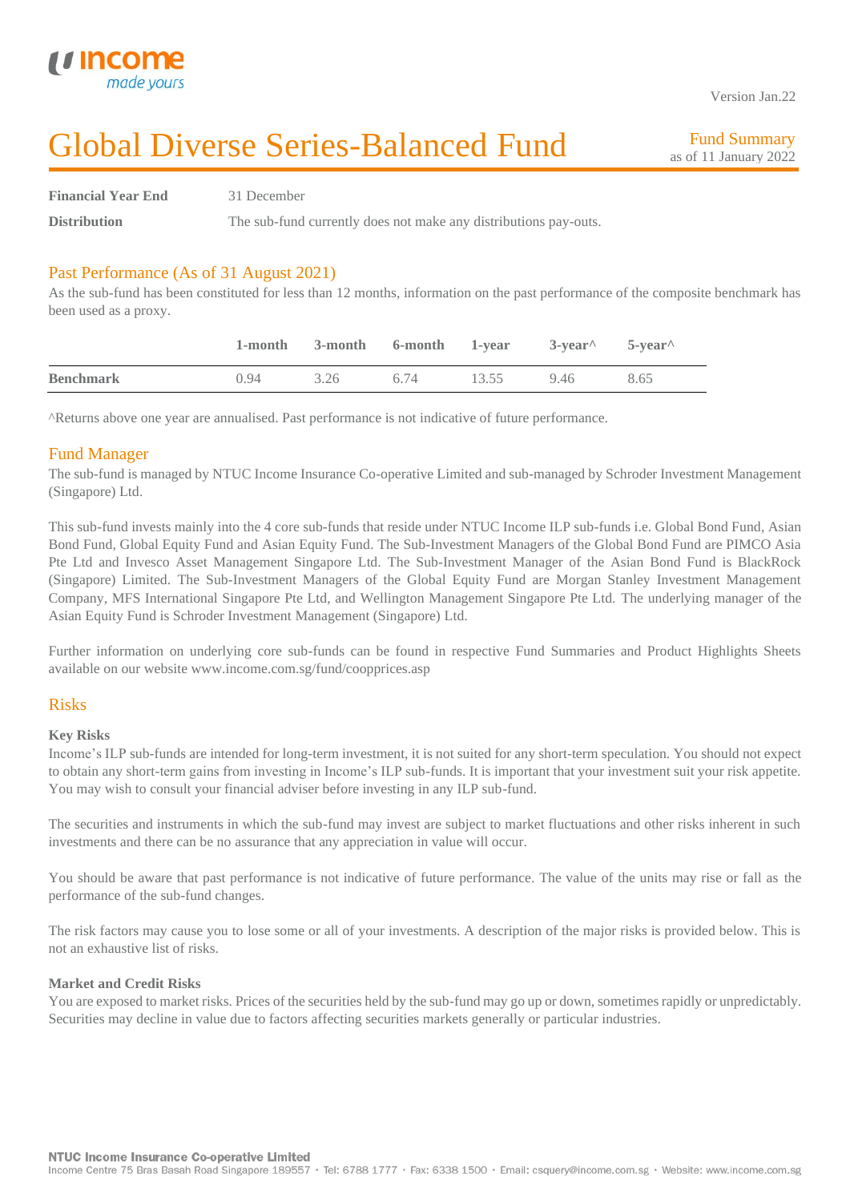Version Jan.22

# Global Diverse Series-Balanced Fund

Fund Summary
as of 11 January 2022

| | |
|---|---|
| **Financial Year End** | 31 December |
| **Distribution** | The sub-fund currently does not make any distributions pay-outs. |

## Past Performance (As of 31 August 2021)

As the sub-fund has been constituted for less than 12 months, information on the past performance of the composite benchmark has been used as a proxy.

| | 1-month | 3-month | 6-month | 1-year | 3-year^ | 5-year^ |
|---|---|---|---|---|---|---|
| **Benchmark** | 0.94 | 3.26 | 6.74 | 13.55 | 9.46 | 8.65 |

^Returns above one year are annualised. Past performance is not indicative of future performance.

## Fund Manager

The sub-fund is managed by NTUC Income Insurance Co-operative Limited and sub-managed by Schroder Investment Management (Singapore) Ltd.

This sub-fund invests mainly into the 4 core sub-funds that reside under NTUC Income ILP sub-funds i.e. Global Bond Fund, Asian Bond Fund, Global Equity Fund and Asian Equity Fund. The Sub-Investment Managers of the Global Bond Fund are PIMCO Asia Pte Ltd and Invesco Asset Management Singapore Ltd. The Sub-Investment Manager of the Asian Bond Fund is BlackRock (Singapore) Limited. The Sub-Investment Managers of the Global Equity Fund are Morgan Stanley Investment Management Company, MFS International Singapore Pte Ltd, and Wellington Management Singapore Pte Ltd. The underlying manager of the Asian Equity Fund is Schroder Investment Management (Singapore) Ltd.

Further information on underlying core sub-funds can be found in respective Fund Summaries and Product Highlights Sheets available on our website www.income.com.sg/fund/coopprices.asp

## Risks

### Key Risks

Income's ILP sub-funds are intended for long-term investment, it is not suited for any short-term speculation. You should not expect to obtain any short-term gains from investing in Income's ILP sub-funds. It is important that your investment suit your risk appetite. You may wish to consult your financial adviser before investing in any ILP sub-fund.

The securities and instruments in which the sub-fund may invest are subject to market fluctuations and other risks inherent in such investments and there can be no assurance that any appreciation in value will occur.

You should be aware that past performance is not indicative of future performance. The value of the units may rise or fall as the performance of the sub-fund changes.

The risk factors may cause you to lose some or all of your investments. A description of the major risks is provided below. This is not an exhaustive list of risks.

### Market and Credit Risks

You are exposed to market risks. Prices of the securities held by the sub-fund may go up or down, sometimes rapidly or unpredictably. Securities may decline in value due to factors affecting securities markets generally or particular industries.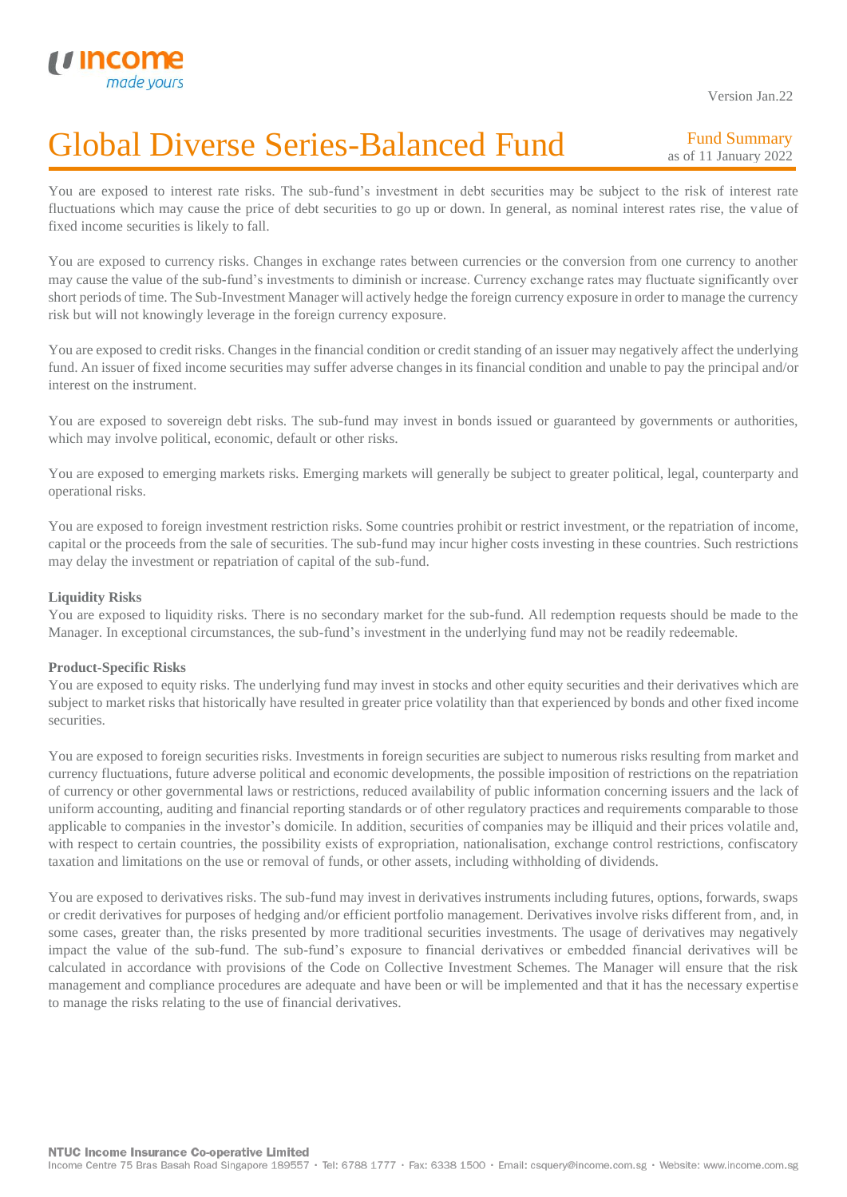You are exposed to interest rate risks. The sub-fund's investment in debt securities may be subject to the risk of interest rate fluctuations which may cause the price of debt securities to go up or down. In general, as nominal interest rates rise, the value of fixed income securities is likely to fall.

You are exposed to currency risks. Changes in exchange rates between currencies or the conversion from one currency to another may cause the value of the sub-fund's investments to diminish or increase. Currency exchange rates may fluctuate significantly over short periods of time. The Sub-Investment Manager will actively hedge the foreign currency exposure in order to manage the currency risk but will not knowingly leverage in the foreign currency exposure.

You are exposed to credit risks. Changes in the financial condition or credit standing of an issuer may negatively affect the underlying fund. An issuer of fixed income securities may suffer adverse changes in its financial condition and unable to pay the principal and/or interest on the instrument.

You are exposed to sovereign debt risks. The sub-fund may invest in bonds issued or guaranteed by governments or authorities, which may involve political, economic, default or other risks.

You are exposed to emerging markets risks. Emerging markets will generally be subject to greater political, legal, counterparty and operational risks.

You are exposed to foreign investment restriction risks. Some countries prohibit or restrict investment, or the repatriation of income, capital or the proceeds from the sale of securities. The sub-fund may incur higher costs investing in these countries. Such restrictions may delay the investment or repatriation of capital of the sub-fund.

**Liquidity Risks**

You are exposed to liquidity risks. There is no secondary market for the sub-fund. All redemption requests should be made to the Manager. In exceptional circumstances, the sub-fund's investment in the underlying fund may not be readily redeemable.

**Product-Specific Risks**

You are exposed to equity risks. The underlying fund may invest in stocks and other equity securities and their derivatives which are subject to market risks that historically have resulted in greater price volatility than that experienced by bonds and other fixed income securities.

You are exposed to foreign securities risks. Investments in foreign securities are subject to numerous risks resulting from market and currency fluctuations, future adverse political and economic developments, the possible imposition of restrictions on the repatriation of currency or other governmental laws or restrictions, reduced availability of public information concerning issuers and the lack of uniform accounting, auditing and financial reporting standards or of other regulatory practices and requirements comparable to those applicable to companies in the investor's domicile. In addition, securities of companies may be illiquid and their prices volatile and, with respect to certain countries, the possibility exists of expropriation, nationalisation, exchange control restrictions, confiscatory taxation and limitations on the use or removal of funds, or other assets, including withholding of dividends.

You are exposed to derivatives risks. The sub-fund may invest in derivatives instruments including futures, options, forwards, swaps or credit derivatives for purposes of hedging and/or efficient portfolio management. Derivatives involve risks different from, and, in some cases, greater than, the risks presented by more traditional securities investments. The usage of derivatives may negatively impact the value of the sub-fund. The sub-fund's exposure to financial derivatives or embedded financial derivatives will be calculated in accordance with provisions of the Code on Collective Investment Schemes. The Manager will ensure that the risk management and compliance procedures are adequate and have been or will be implemented and that it has the necessary expertise to manage the risks relating to the use of financial derivatives.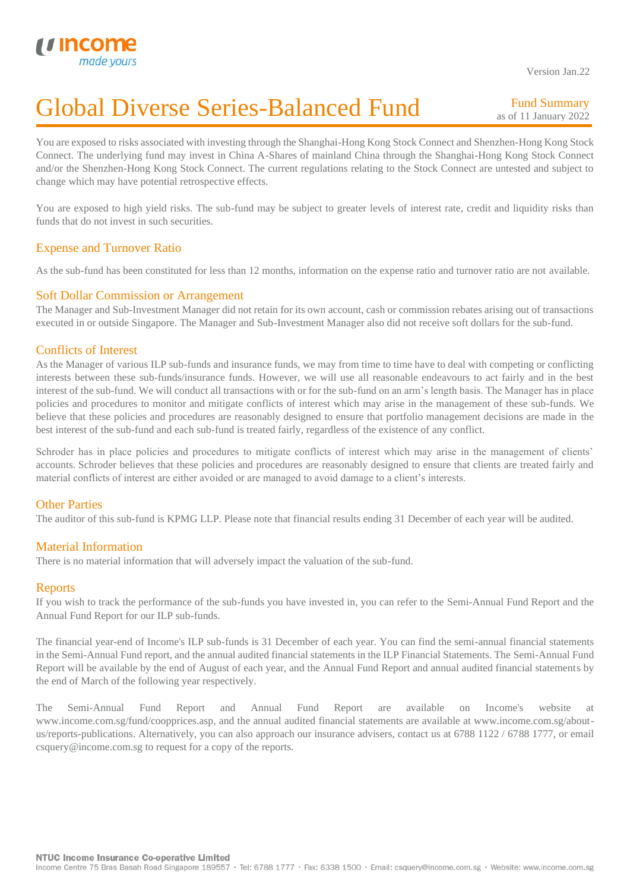# Global Diverse Series-Balanced Fund

Fund Summary
as of 11 January 2022

Version Jan.22

You are exposed to risks associated with investing through the Shanghai-Hong Kong Stock Connect and Shenzhen-Hong Kong Stock Connect. The underlying fund may invest in China A-Shares of mainland China through the Shanghai-Hong Kong Stock Connect and/or the Shenzhen-Hong Kong Stock Connect. The current regulations relating to the Stock Connect are untested and subject to change which may have potential retrospective effects.

You are exposed to high yield risks. The sub-fund may be subject to greater levels of interest rate, credit and liquidity risks than funds that do not invest in such securities.

## Expense and Turnover Ratio

As the sub-fund has been constituted for less than 12 months, information on the expense ratio and turnover ratio are not available.

## Soft Dollar Commission or Arrangement

The Manager and Sub-Investment Manager did not retain for its own account, cash or commission rebates arising out of transactions executed in or outside Singapore. The Manager and Sub-Investment Manager also did not receive soft dollars for the sub-fund.

## Conflicts of Interest

As the Manager of various ILP sub-funds and insurance funds, we may from time to time have to deal with competing or conflicting interests between these sub-funds/insurance funds. However, we will use all reasonable endeavours to act fairly and in the best interest of the sub-fund. We will conduct all transactions with or for the sub-fund on an arm's length basis. The Manager has in place policies and procedures to monitor and mitigate conflicts of interest which may arise in the management of these sub-funds. We believe that these policies and procedures are reasonably designed to ensure that portfolio management decisions are made in the best interest of the sub-fund and each sub-fund is treated fairly, regardless of the existence of any conflict.

Schroder has in place policies and procedures to mitigate conflicts of interest which may arise in the management of clients' accounts. Schroder believes that these policies and procedures are reasonably designed to ensure that clients are treated fairly and material conflicts of interest are either avoided or are managed to avoid damage to a client's interests.

## Other Parties

The auditor of this sub-fund is KPMG LLP. Please note that financial results ending 31 December of each year will be audited.

## Material Information

There is no material information that will adversely impact the valuation of the sub-fund.

## Reports

If you wish to track the performance of the sub-funds you have invested in, you can refer to the Semi-Annual Fund Report and the Annual Fund Report for our ILP sub-funds.

The financial year-end of Income's ILP sub-funds is 31 December of each year. You can find the semi-annual financial statements in the Semi-Annual Fund report, and the annual audited financial statements in the ILP Financial Statements. The Semi-Annual Fund Report will be available by the end of August of each year, and the Annual Fund Report and annual audited financial statements by the end of March of the following year respectively.

The Semi-Annual Fund Report and Annual Fund Report are available on Income's website at www.income.com.sg/fund/coopprices.asp, and the annual audited financial statements are available at www.income.com.sg/about-us/reports-publications. Alternatively, you can also approach our insurance advisers, contact us at 6788 1122 / 6788 1777, or email csquery@income.com.sg to request for a copy of the reports.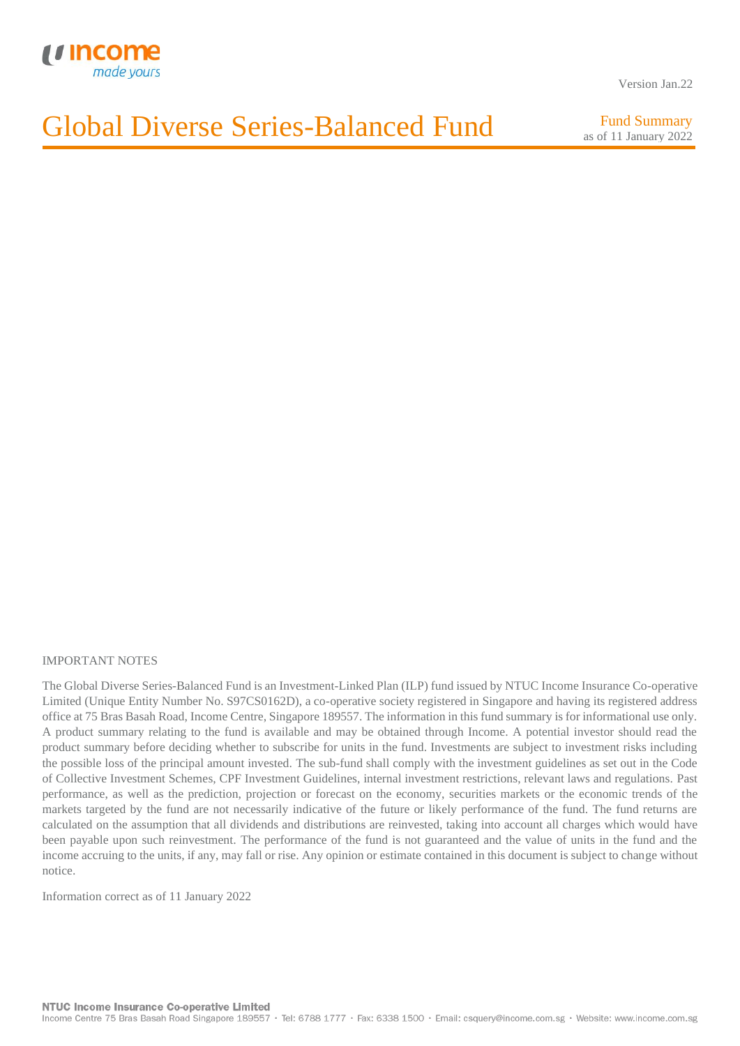IMPORTANT NOTES

The Global Diverse Series-Balanced Fund is an Investment-Linked Plan (ILP) fund issued by NTUC Income Insurance Co-operative Limited (Unique Entity Number No. S97CS0162D), a co-operative society registered in Singapore and having its registered address office at 75 Bras Basah Road, Income Centre, Singapore 189557. The information in this fund summary is for informational use only. A product summary relating to the fund is available and may be obtained through Income. A potential investor should read the product summary before deciding whether to subscribe for units in the fund. Investments are subject to investment risks including the possible loss of the principal amount invested. The sub-fund shall comply with the investment guidelines as set out in the Code of Collective Investment Schemes, CPF Investment Guidelines, internal investment restrictions, relevant laws and regulations. Past performance, as well as the prediction, projection or forecast on the economy, securities markets or the economic trends of the markets targeted by the fund are not necessarily indicative of the future or likely performance of the fund. The fund returns are calculated on the assumption that all dividends and distributions are reinvested, taking into account all charges which would have been payable upon such reinvestment. The performance of the fund is not guaranteed and the value of units in the fund and the income accruing to the units, if any, may fall or rise. Any opinion or estimate contained in this document is subject to change without notice.

Information correct as of 11 January 2022